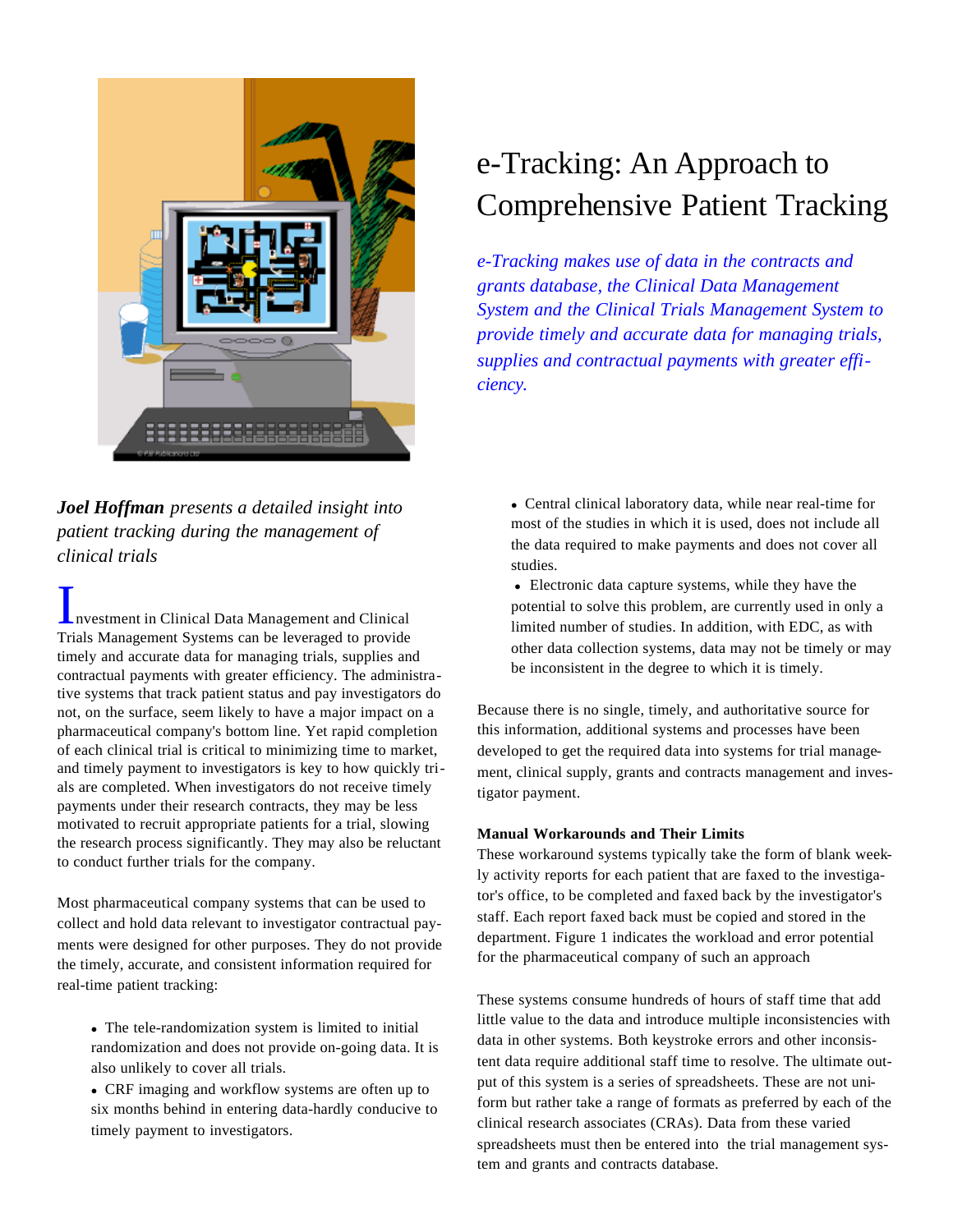# e-Tracking: An Approach to Comprehensive Patient Tracking

*e-Tracking makes use of data in the contracts and grants database, the Clinical Data Management System and the Clinical Trials Management System to provide timely and accurate data for managing trials, supplies and contractual payments with greater efficiency.*

***Joel Hoffman** presents a detailed insight into patient tracking during the management of clinical trials*

Investment in Clinical Data Management and Clinical Trials Management Systems can be leveraged to provide timely and accurate data for managing trials, supplies and contractual payments with greater efficiency. The administrative systems that track patient status and pay investigators do not, on the surface, seem likely to have a major impact on a pharmaceutical company's bottom line. Yet rapid completion of each clinical trial is critical to minimizing time to market, and timely payment to investigators is key to how quickly trials are completed. When investigators do not receive timely payments under their research contracts, they may be less motivated to recruit appropriate patients for a trial, slowing the research process significantly. They may also be reluctant to conduct further trials for the company.

Most pharmaceutical company systems that can be used to collect and hold data relevant to investigator contractual payments were designed for other purposes. They do not provide the timely, accurate, and consistent information required for real-time patient tracking:

- The tele-randomization system is limited to initial randomization and does not provide on-going data. It is also unlikely to cover all trials.
- CRF imaging and workflow systems are often up to six months behind in entering data-hardly conducive to timely payment to investigators.
- Central clinical laboratory data, while near real-time for most of the studies in which it is used, does not include all the data required to make payments and does not cover all studies.
- Electronic data capture systems, while they have the potential to solve this problem, are currently used in only a limited number of studies. In addition, with EDC, as with other data collection systems, data may not be timely or may be inconsistent in the degree to which it is timely.

Because there is no single, timely, and authoritative source for this information, additional systems and processes have been developed to get the required data into systems for trial management, clinical supply, grants and contracts management and investigator payment.

**Manual Workarounds and Their Limits**

These workaround systems typically take the form of blank weekly activity reports for each patient that are faxed to the investigator's office, to be completed and faxed back by the investigator's staff. Each report faxed back must be copied and stored in the department. Figure 1 indicates the workload and error potential for the pharmaceutical company of such an approach

These systems consume hundreds of hours of staff time that add little value to the data and introduce multiple inconsistencies with data in other systems. Both keystroke errors and other inconsistent data require additional staff time to resolve. The ultimate output of this system is a series of spreadsheets. These are not uniform but rather take a range of formats as preferred by each of the clinical research associates (CRAs). Data from these varied spreadsheets must then be entered into the trial management system and grants and contracts database.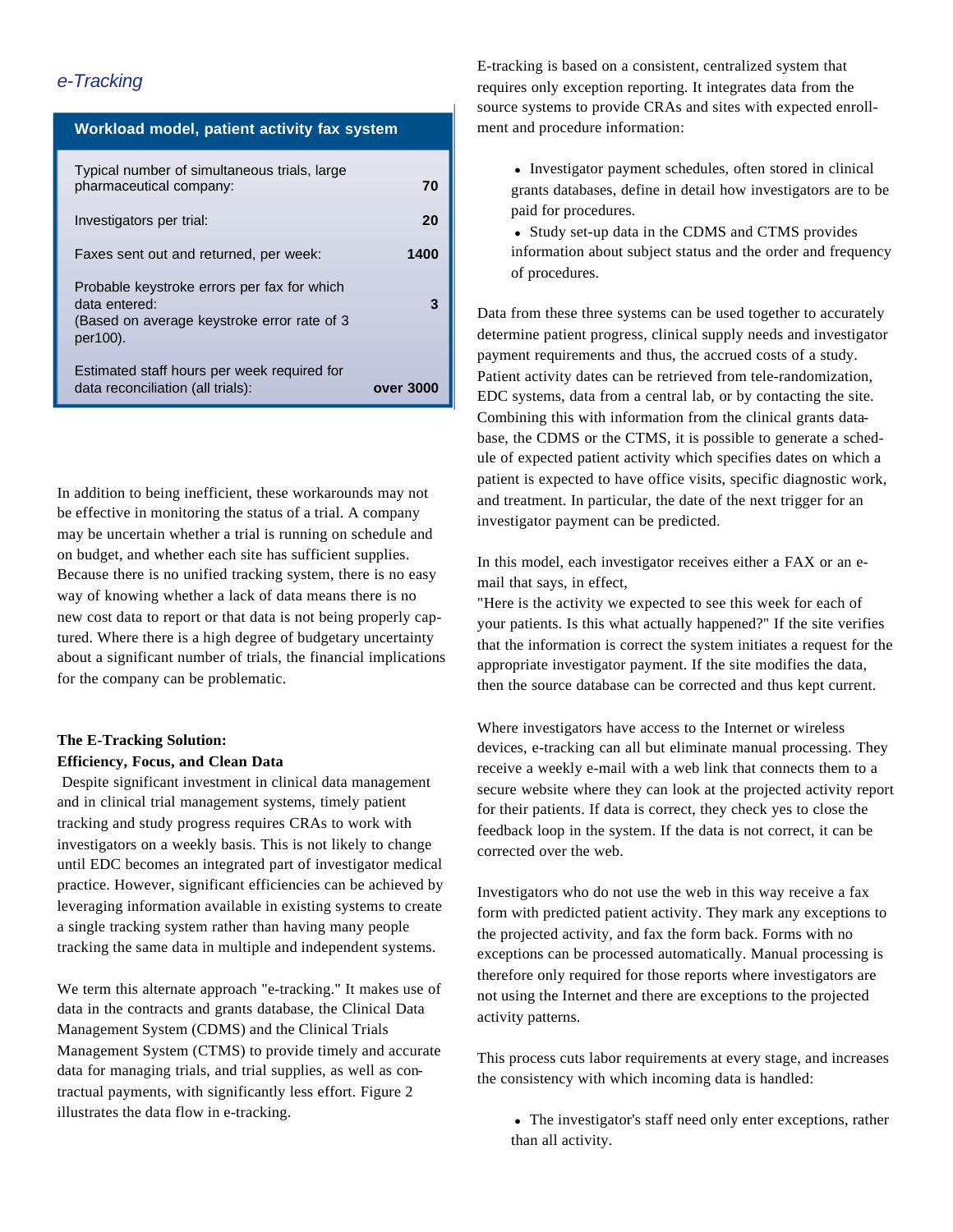*e-Tracking*

| Workload model, patient activity fax system | |
|---|---|
| Typical number of simultaneous trials, large pharmaceutical company: | 70 |
| Investigators per trial: | 20 |
| Faxes sent out and returned, per week: | 1400 |
| Probable keystroke errors per fax for which data entered: (Based on average keystroke error rate of 3 per100). | 3 |
| Estimated staff hours per week required for data reconciliation (all trials): | over 3000 |

In addition to being inefficient, these workarounds may not be effective in monitoring the status of a trial. A company may be uncertain whether a trial is running on schedule and on budget, and whether each site has sufficient supplies. Because there is no unified tracking system, there is no easy way of knowing whether a lack of data means there is no new cost data to report or that data is not being properly captured. Where there is a high degree of budgetary uncertainty about a significant number of trials, the financial implications for the company can be problematic.

**The E-Tracking Solution:**
**Efficiency, Focus, and Clean Data**

Despite significant investment in clinical data management and in clinical trial management systems, timely patient tracking and study progress requires CRAs to work with investigators on a weekly basis. This is not likely to change until EDC becomes an integrated part of investigator medical practice. However, significant efficiencies can be achieved by leveraging information available in existing systems to create a single tracking system rather than having many people tracking the same data in multiple and independent systems.

We term this alternate approach "e-tracking." It makes use of data in the contracts and grants database, the Clinical Data Management System (CDMS) and the Clinical Trials Management System (CTMS) to provide timely and accurate data for managing trials, and trial supplies, as well as contractual payments, with significantly less effort. Figure 2 illustrates the data flow in e-tracking.

E-tracking is based on a consistent, centralized system that requires only exception reporting. It integrates data from the source systems to provide CRAs and sites with expected enrollment and procedure information:

- Investigator payment schedules, often stored in clinical grants databases, define in detail how investigators are to be paid for procedures.
- Study set-up data in the CDMS and CTMS provides information about subject status and the order and frequency of procedures.

Data from these three systems can be used together to accurately determine patient progress, clinical supply needs and investigator payment requirements and thus, the accrued costs of a study. Patient activity dates can be retrieved from tele-randomization, EDC systems, data from a central lab, or by contacting the site. Combining this with information from the clinical grants database, the CDMS or the CTMS, it is possible to generate a schedule of expected patient activity which specifies dates on which a patient is expected to have office visits, specific diagnostic work, and treatment. In particular, the date of the next trigger for an investigator payment can be predicted.

In this model, each investigator receives either a FAX or an e-mail that says, in effect,
"Here is the activity we expected to see this week for each of your patients. Is this what actually happened?" If the site verifies that the information is correct the system initiates a request for the appropriate investigator payment. If the site modifies the data, then the source database can be corrected and thus kept current.

Where investigators have access to the Internet or wireless devices, e-tracking can all but eliminate manual processing. They receive a weekly e-mail with a web link that connects them to a secure website where they can look at the projected activity report for their patients. If data is correct, they check yes to close the feedback loop in the system. If the data is not correct, it can be corrected over the web.

Investigators who do not use the web in this way receive a fax form with predicted patient activity. They mark any exceptions to the projected activity, and fax the form back. Forms with no exceptions can be processed automatically. Manual processing is therefore only required for those reports where investigators are not using the Internet and there are exceptions to the projected activity patterns.

This process cuts labor requirements at every stage, and increases the consistency with which incoming data is handled:

- The investigator's staff need only enter exceptions, rather than all activity.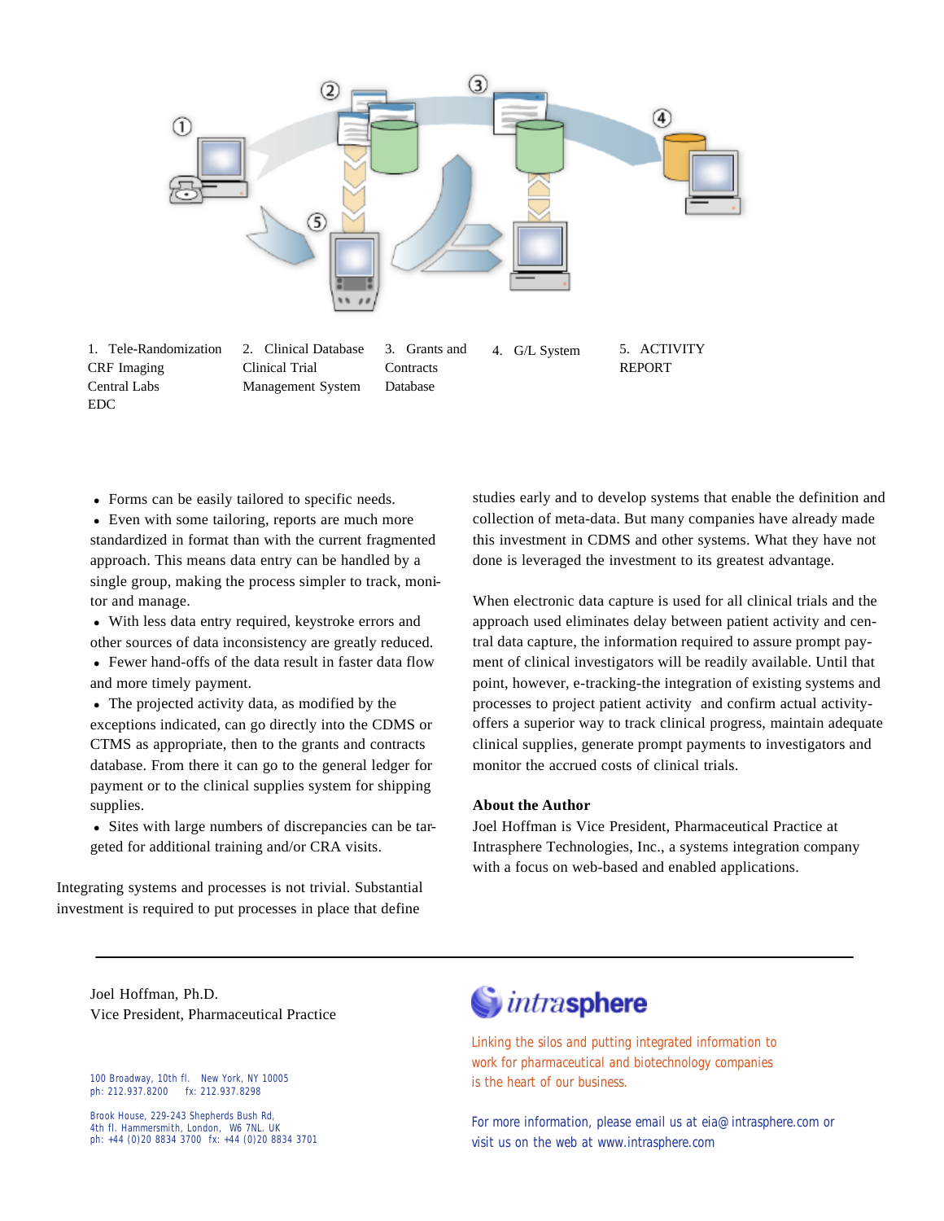1. Tele-Randomization
CRF Imaging
Central Labs
EDC

2. Clinical Database
Clinical Trial
Management System

3. Grants and
Contracts
Database

4. G/L System

5. ACTIVITY
REPORT

- Forms can be easily tailored to specific needs.
- Even with some tailoring, reports are much more standardized in format than with the current fragmented approach. This means data entry can be handled by a single group, making the process simpler to track, monitor and manage.
- With less data entry required, keystroke errors and other sources of data inconsistency are greatly reduced.
- Fewer hand-offs of the data result in faster data flow and more timely payment.
- The projected activity data, as modified by the exceptions indicated, can go directly into the CDMS or CTMS as appropriate, then to the grants and contracts database. From there it can go to the general ledger for payment or to the clinical supplies system for shipping supplies.
- Sites with large numbers of discrepancies can be targeted for additional training and/or CRA visits.

Integrating systems and processes is not trivial. Substantial investment is required to put processes in place that define studies early and to develop systems that enable the definition and collection of meta-data. But many companies have already made this investment in CDMS and other systems. What they have not done is leveraged the investment to its greatest advantage.

When electronic data capture is used for all clinical trials and the approach used eliminates delay between patient activity and central data capture, the information required to assure prompt payment of clinical investigators will be readily available. Until that point, however, e-tracking-the integration of existing systems and processes to project patient activity and confirm actual activity-offers a superior way to track clinical progress, maintain adequate clinical supplies, generate prompt payments to investigators and monitor the accrued costs of clinical trials.

**About the Author**

Joel Hoffman is Vice President, Pharmaceutical Practice at Intrasphere Technologies, Inc., a systems integration company with a focus on web-based and enabled applications.

---

Joel Hoffman, Ph.D.
Vice President, Pharmaceutical Practice

100 Broadway, 10th fl. New York, NY 10005
ph: 212.937.8200 fx: 212.937.8298

Brook House, 229-243 Shepherds Bush Rd,
4th fl. Hammersmith, London, W6 7NL. UK
ph: +44 (0)20 8834 3700 fx: +44 (0)20 8834 3701

intrasphere

Linking the silos and putting integrated information to work for pharmaceutical and biotechnology companies is the heart of our business.

For more information, please email us at eia@intrasphere.com or visit us on the web at www.intrasphere.com